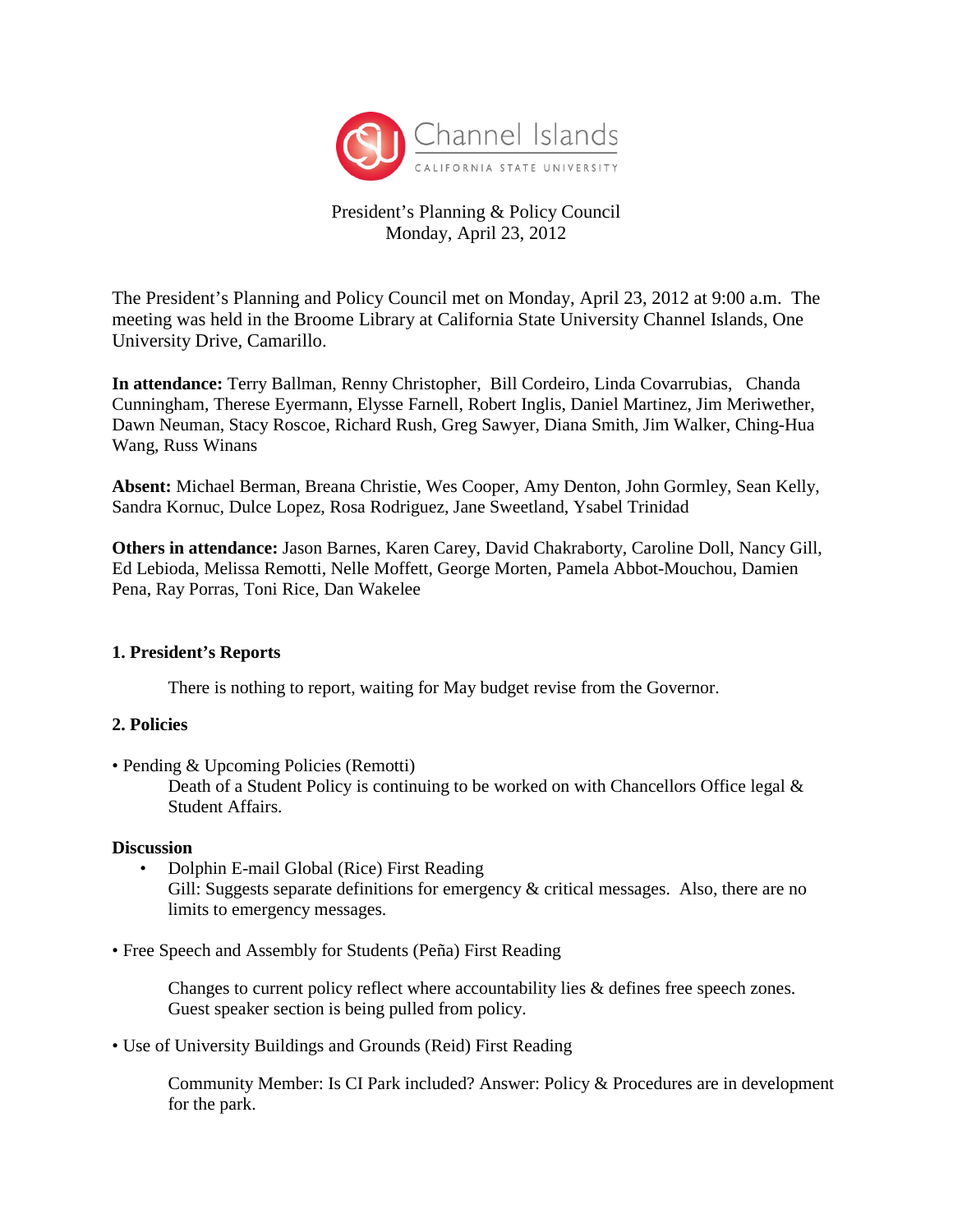President's Planning & Policy Council
Monday, April 23, 2012

The President's Planning and Policy Council met on Monday, April 23, 2012 at 9:00 a.m. The meeting was held in the Broome Library at California State University Channel Islands, One University Drive, Camarillo.

**In attendance:** Terry Ballman, Renny Christopher, Bill Cordeiro, Linda Covarrubias, Chanda Cunningham, Therese Eyermann, Elysse Farnell, Robert Inglis, Daniel Martinez, Jim Meriwether, Dawn Neuman, Stacy Roscoe, Richard Rush, Greg Sawyer, Diana Smith, Jim Walker, Ching-Hua Wang, Russ Winans

**Absent:** Michael Berman, Breana Christie, Wes Cooper, Amy Denton, John Gormley, Sean Kelly, Sandra Kornuc, Dulce Lopez, Rosa Rodriguez, Jane Sweetland, Ysabel Trinidad

**Others in attendance:** Jason Barnes, Karen Carey, David Chakraborty, Caroline Doll, Nancy Gill, Ed Lebioda, Melissa Remotti, Nelle Moffett, George Morten, Pamela Abbot-Mouchou, Damien Pena, Ray Porras, Toni Rice, Dan Wakelee

**1. President's Reports**

There is nothing to report, waiting for May budget revise from the Governor.

**2. Policies**

- Pending & Upcoming Policies (Remotti)
  Death of a Student Policy is continuing to be worked on with Chancellors Office legal & Student Affairs.

**Discussion**

- Dolphin E-mail Global (Rice) First Reading
  Gill: Suggests separate definitions for emergency & critical messages. Also, there are no limits to emergency messages.

- Free Speech and Assembly for Students (Peña) First Reading

  Changes to current policy reflect where accountability lies & defines free speech zones. Guest speaker section is being pulled from policy.

- Use of University Buildings and Grounds (Reid) First Reading

  Community Member: Is CI Park included? Answer: Policy & Procedures are in development for the park.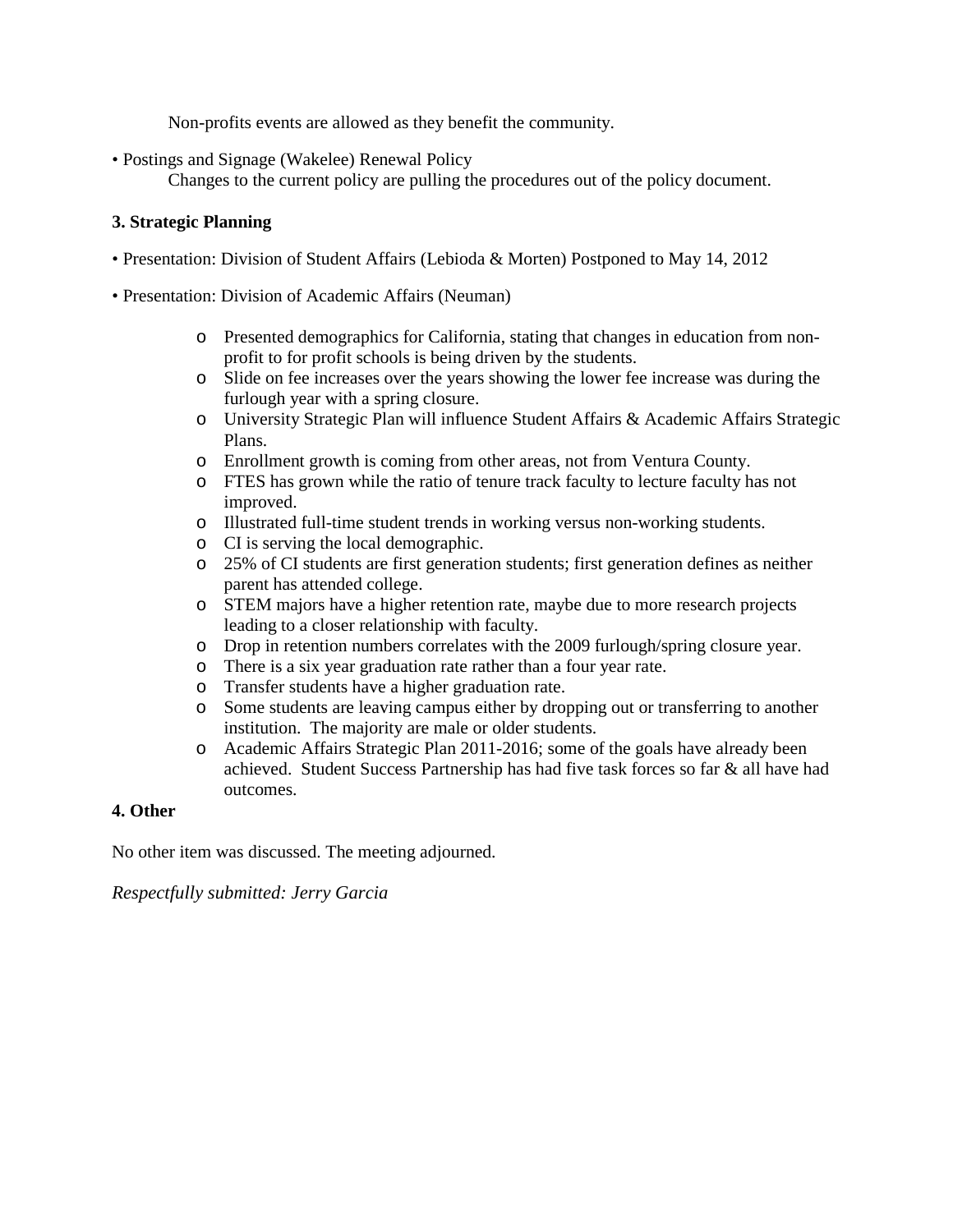Non-profits events are allowed as they benefit the community.

• Postings and Signage (Wakelee) Renewal Policy

Changes to the current policy are pulling the procedures out of the policy document.

**3. Strategic Planning**

• Presentation: Division of Student Affairs (Lebioda & Morten) Postponed to May 14, 2012

• Presentation: Division of Academic Affairs (Neuman)

- Presented demographics for California, stating that changes in education from non-profit to for profit schools is being driven by the students.
- Slide on fee increases over the years showing the lower fee increase was during the furlough year with a spring closure.
- University Strategic Plan will influence Student Affairs & Academic Affairs Strategic Plans.
- Enrollment growth is coming from other areas, not from Ventura County.
- FTES has grown while the ratio of tenure track faculty to lecture faculty has not improved.
- Illustrated full-time student trends in working versus non-working students.
- CI is serving the local demographic.
- 25% of CI students are first generation students; first generation defines as neither parent has attended college.
- STEM majors have a higher retention rate, maybe due to more research projects leading to a closer relationship with faculty.
- Drop in retention numbers correlates with the 2009 furlough/spring closure year.
- There is a six year graduation rate rather than a four year rate.
- Transfer students have a higher graduation rate.
- Some students are leaving campus either by dropping out or transferring to another institution. The majority are male or older students.
- Academic Affairs Strategic Plan 2011-2016; some of the goals have already been achieved. Student Success Partnership has had five task forces so far & all have had outcomes.

**4. Other**

No other item was discussed. The meeting adjourned.

*Respectfully submitted: Jerry Garcia*